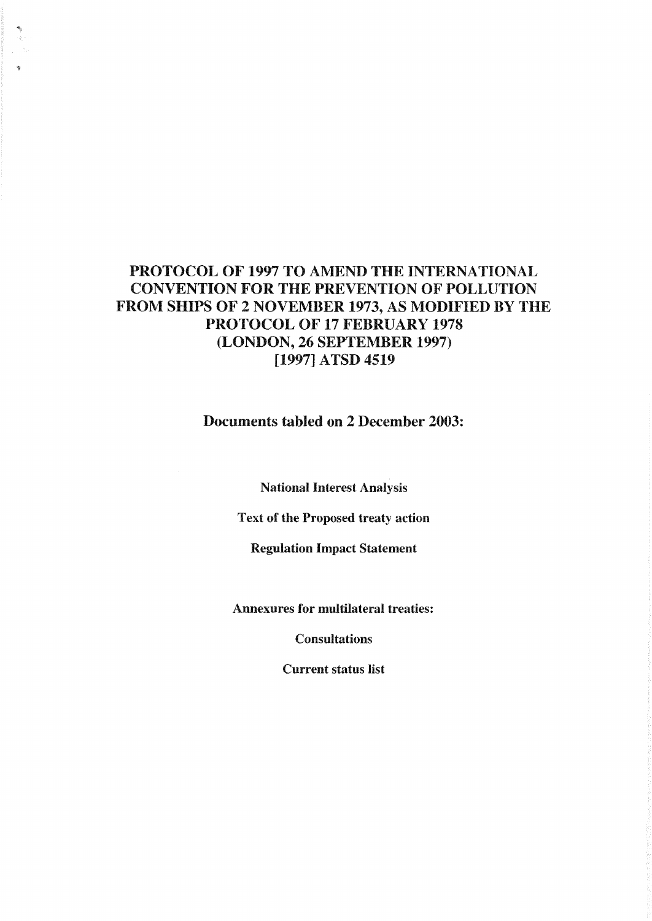# PROTOCOL OF 1997 TO AMEND THE INTERNATIONAL CONVENTION FOR THE PREVENTION OF POLLUTION FROM SHIPS OF 2 NOVEMBER 1973, AS MODIFIED BY THE PROTOCOL OF 17 FEBRUARY 1978 (LONDON, 26 SEPTEMBER 1997) [1997] ATSD 4519

## Documents tabled on 2 December 2003:

**National Interest Analysis**

**Text of the Proposed treaty action**

**Regulation Impact Statement**

**Annexures for multilateral treaties:**

**Consultations**

**Current status list**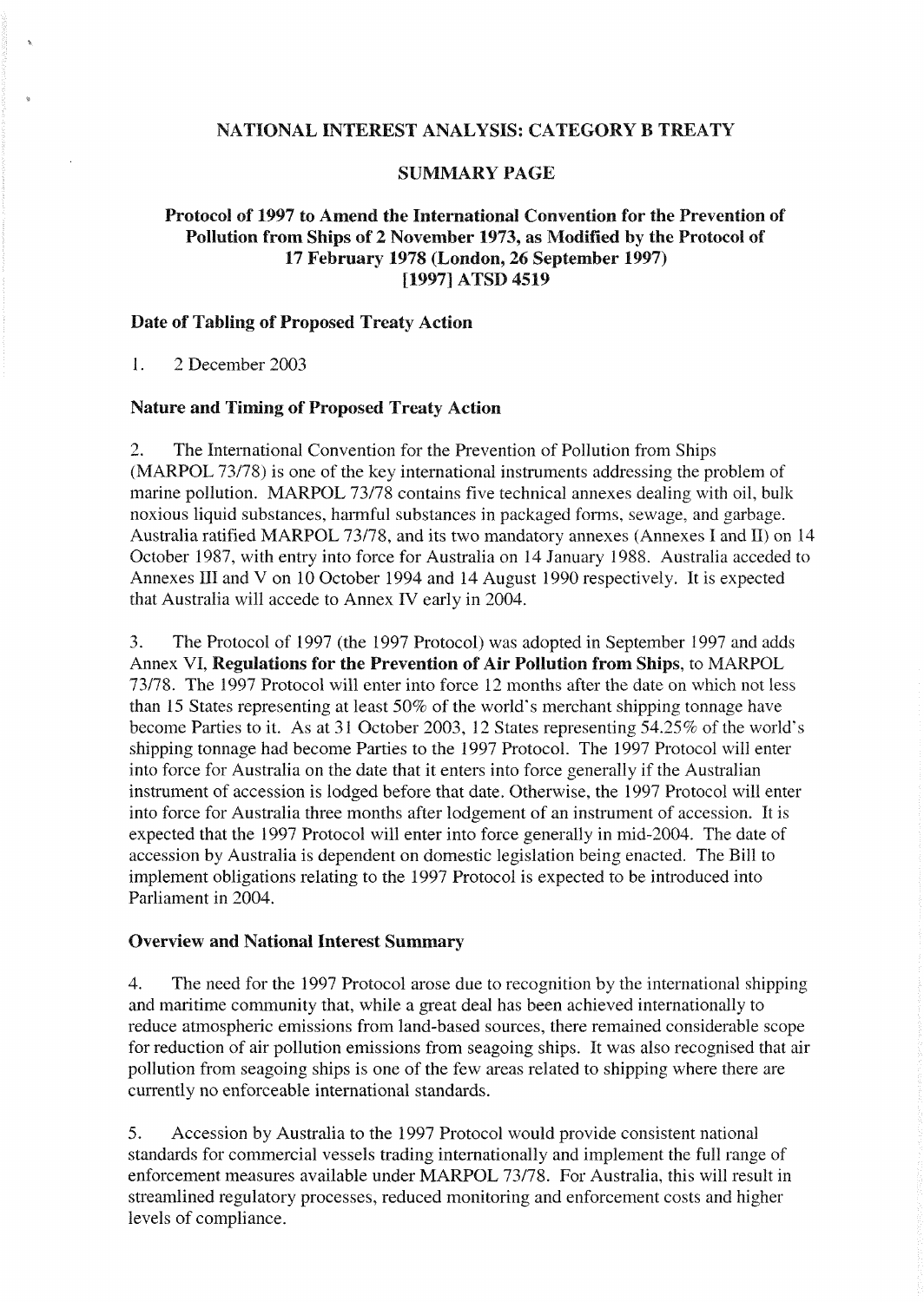## NATIONAL INTEREST ANALYSIS: CATEGORY B TREATY

### SUMMARY PAGE

### Protocol of 1997 to Amend the International Convention for the Prevention of Pollution from Ships of 2 November 1973, as Modified by the Protocol of 17 February 1978 (London, 26 September 1997) [1997] ATSD 4519

#### Date of Tabling of Proposed Treaty Action

1. 2 December 2003

#### Nature and Timing of Proposed Treaty Action

2. The International Convention for the Prevention of Pollution from Ships (MARPOL 73/78) is one of the key international instruments addressing the problem of marine pollution. MARPOL 73/78 contains five technical annexes dealing with oil, bulk noxious liquid substances, harmful substances in packaged forms, sewage, and garbage. Australia ratified MARPOL 73/78, and its two mandatory annexes (Annexes I and II) on 14 October 1987, with entry into force for Australia on 14 January 1988. Australia acceded to Annexes III and V on 10 October 1994 and 14 August 1990 respectively. It is expected that Australia will accede to Annex IV early in 2004.

3. The Protocol of 1997 (the 1997 Protocol) was adopted in September 1997 and adds Annex VI, **Regulations for the Prevention of Air Pollution from Ships**, to MARPOL 73/78. The 1997 Protocol will enter into force 12 months after the date on which not less than 15 States representing at least 50% of the world's merchant shipping tonnage have become Parties to it. As at 31 October 2003, 12 States representing 54.25% of the world's shipping tonnage had become Parties to the 1997 Protocol. The 1997 Protocol will enter into force for Australia on the date that it enters into force generally if the Australian instrument of accession is lodged before that date. Otherwise, the 1997 Protocol will enter into force for Australia three months after lodgement of an instrument of accession. It is expected that the 1997 Protocol will enter into force generally in mid-2004. The date of accession by Australia is dependent on domestic legislation being enacted. The Bill to implement obligations relating to the 1997 Protocol is expected to be introduced into Parliament in 2004.

#### Overview and National Interest Summary

4. The need for the 1997 Protocol arose due to recognition by the international shipping and maritime community that, while a great deal has been achieved internationally to reduce atmospheric emissions from land-based sources, there remained considerable scope for reduction of air pollution emissions from seagoing ships. It was also recognised that air pollution from seagoing ships is one of the few areas related to shipping where there are currently no enforceable international standards.

5. Accession by Australia to the 1997 Protocol would provide consistent national standards for commercial vessels trading internationally and implement the full range of enforcement measures available under MARPOL 73/78. For Australia, this will result in streamlined regulatory processes, reduced monitoring and enforcement costs and higher levels of compliance.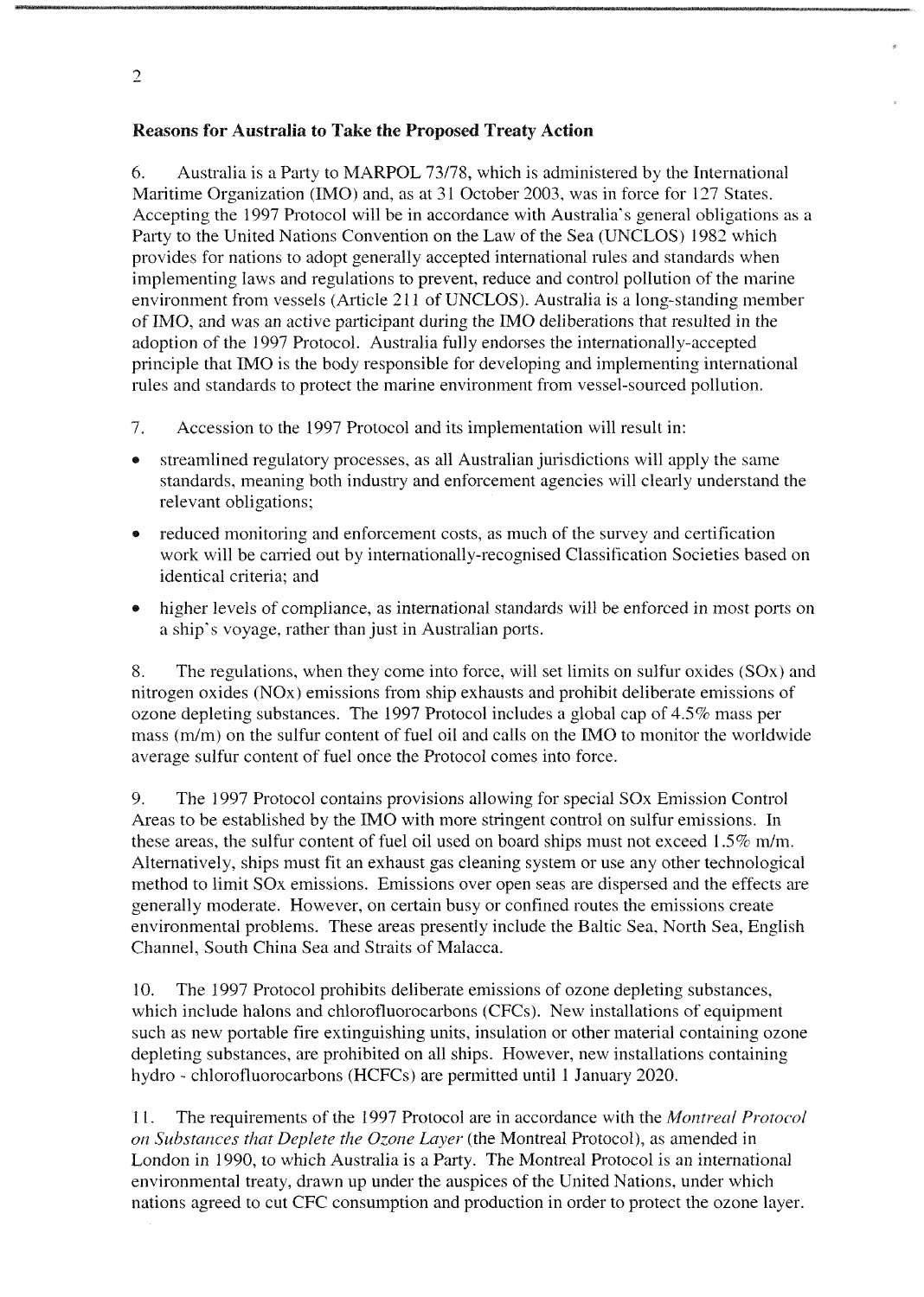**Reasons for Australia to Take the Proposed Treaty Action**

6. Australia is a Party to MARPOL 73/78, which is administered by the International Maritime Organization (IMO) and, as at 31 October 2003, was in force for 127 States. Accepting the 1997 Protocol will be in accordance with Australia's general obligations as a Party to the United Nations Convention on the Law of the Sea (UNCLOS) 1982 which provides for nations to adopt generally accepted international rules and standards when implementing laws and regulations to prevent, reduce and control pollution of the marine environment from vessels (Article 211 of UNCLOS). Australia is a long-standing member of IMO, and was an active participant during the IMO deliberations that resulted in the adoption of the 1997 Protocol. Australia fully endorses the internationally-accepted principle that IMO is the body responsible for developing and implementing international rules and standards to protect the marine environment from vessel-sourced pollution.

7. Accession to the 1997 Protocol and its implementation will result in:

- streamlined regulatory processes, as all Australian jurisdictions will apply the same standards, meaning both industry and enforcement agencies will clearly understand the relevant obligations;
- reduced monitoring and enforcement costs, as much of the survey and certification work will be carried out by internationally-recognised Classification Societies based on identical criteria; and
- higher levels of compliance, as international standards will be enforced in most ports on a ship's voyage, rather than just in Australian ports.

8. The regulations, when they come into force, will set limits on sulfur oxides (SOx) and nitrogen oxides (NOx) emissions from ship exhausts and prohibit deliberate emissions of ozone depleting substances. The 1997 Protocol includes a global cap of 4.5% mass per mass (m/m) on the sulfur content of fuel oil and calls on the IMO to monitor the worldwide average sulfur content of fuel once the Protocol comes into force.

9. The 1997 Protocol contains provisions allowing for special SOx Emission Control Areas to be established by the IMO with more stringent control on sulfur emissions. In these areas, the sulfur content of fuel oil used on board ships must not exceed 1.5% m/m. Alternatively, ships must fit an exhaust gas cleaning system or use any other technological method to limit SOx emissions. Emissions over open seas are dispersed and the effects are generally moderate. However, on certain busy or confined routes the emissions create environmental problems. These areas presently include the Baltic Sea, North Sea, English Channel, South China Sea and Straits of Malacca.

10. The 1997 Protocol prohibits deliberate emissions of ozone depleting substances, which include halons and chlorofluorocarbons (CFCs). New installations of equipment such as new portable fire extinguishing units, insulation or other material containing ozone depleting substances, are prohibited on all ships. However, new installations containing hydro - chlorofluorocarbons (HCFCs) are permitted until 1 January 2020.

11. The requirements of the 1997 Protocol are in accordance with the *Montreal Protocol on Substances that Deplete the Ozone Layer* (the Montreal Protocol), as amended in London in 1990, to which Australia is a Party. The Montreal Protocol is an international environmental treaty, drawn up under the auspices of the United Nations, under which nations agreed to cut CFC consumption and production in order to protect the ozone layer.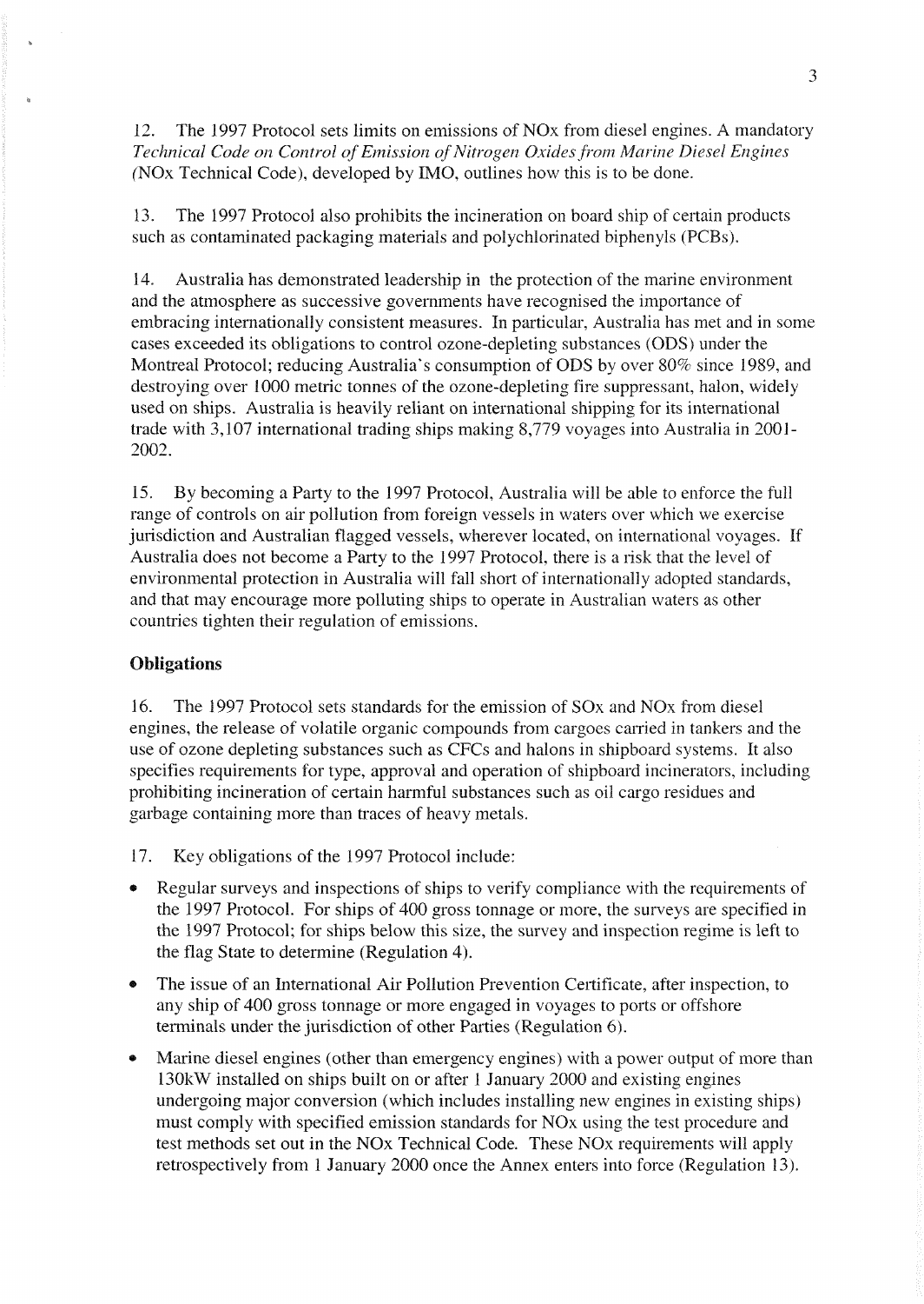12. The 1997 Protocol sets limits on emissions of NOx from diesel engines. A mandatory *Technical Code on Control of Emission of Nitrogen Oxides from Marine Diesel Engines (*NOx Technical Code), developed by IMO, outlines how this is to be done.

13. The 1997 Protocol also prohibits the incineration on board ship of certain products such as contaminated packaging materials and polychlorinated biphenyls (PCBs).

14. Australia has demonstrated leadership in the protection of the marine environment and the atmosphere as successive governments have recognised the importance of embracing internationally consistent measures. In particular, Australia has met and in some cases exceeded its obligations to control ozone-depleting substances (ODS) under the Montreal Protocol; reducing Australia's consumption of ODS by over 80% since 1989, and destroying over 1000 metric tonnes of the ozone-depleting fire suppressant, halon, widely used on ships. Australia is heavily reliant on international shipping for its international trade with 3,107 international trading ships making 8,779 voyages into Australia in 2001-2002.

15. By becoming a Party to the 1997 Protocol, Australia will be able to enforce the full range of controls on air pollution from foreign vessels in waters over which we exercise jurisdiction and Australian flagged vessels, wherever located, on international voyages. If Australia does not become a Party to the 1997 Protocol, there is a risk that the level of environmental protection in Australia will fall short of internationally adopted standards, and that may encourage more polluting ships to operate in Australian waters as other countries tighten their regulation of emissions.

**Obligations**

16. The 1997 Protocol sets standards for the emission of SOx and NOx from diesel engines, the release of volatile organic compounds from cargoes carried in tankers and the use of ozone depleting substances such as CFCs and halons in shipboard systems. It also specifies requirements for type, approval and operation of shipboard incinerators, including prohibiting incineration of certain harmful substances such as oil cargo residues and garbage containing more than traces of heavy metals.

17. Key obligations of the 1997 Protocol include:

- Regular surveys and inspections of ships to verify compliance with the requirements of the 1997 Protocol. For ships of 400 gross tonnage or more, the surveys are specified in the 1997 Protocol; for ships below this size, the survey and inspection regime is left to the flag State to determine (Regulation 4).
- The issue of an International Air Pollution Prevention Certificate, after inspection, to any ship of 400 gross tonnage or more engaged in voyages to ports or offshore terminals under the jurisdiction of other Parties (Regulation 6).
- Marine diesel engines (other than emergency engines) with a power output of more than 130kW installed on ships built on or after 1 January 2000 and existing engines undergoing major conversion (which includes installing new engines in existing ships) must comply with specified emission standards for NOx using the test procedure and test methods set out in the NOx Technical Code. These NOx requirements will apply retrospectively from 1 January 2000 once the Annex enters into force (Regulation 13).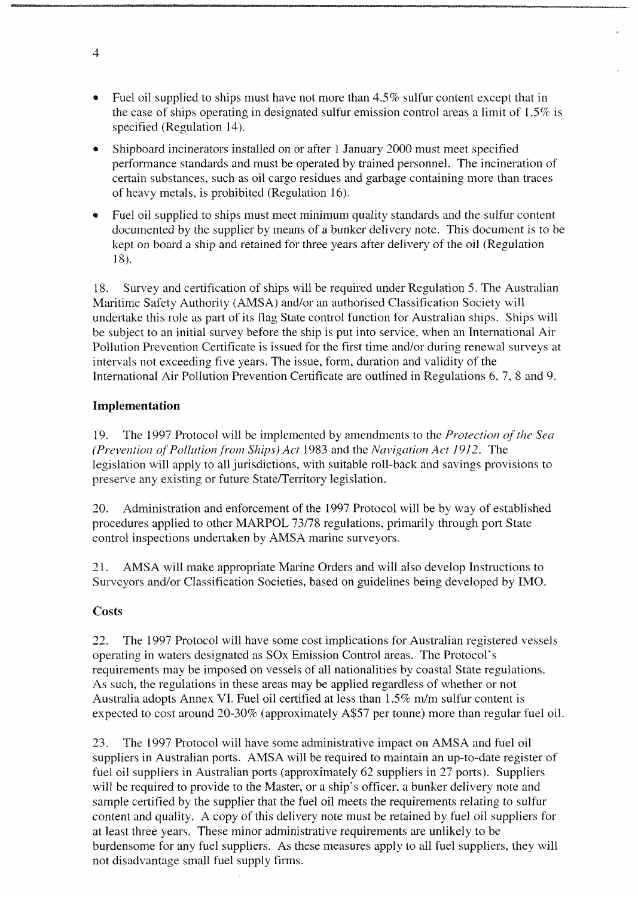- Fuel oil supplied to ships must have not more than 4.5% sulfur content except that in the case of ships operating in designated sulfur emission control areas a limit of 1.5% is specified (Regulation 14).
- Shipboard incinerators installed on or after 1 January 2000 must meet specified performance standards and must be operated by trained personnel. The incineration of certain substances, such as oil cargo residues and garbage containing more than traces of heavy metals, is prohibited (Regulation 16).
- Fuel oil supplied to ships must meet minimum quality standards and the sulfur content documented by the supplier by means of a bunker delivery note. This document is to be kept on board a ship and retained for three years after delivery of the oil (Regulation 18).

18. Survey and certification of ships will be required under Regulation 5. The Australian Maritime Safety Authority (AMSA) and/or an authorised Classification Society will undertake this role as part of its flag State control function for Australian ships. Ships will be subject to an initial survey before the ship is put into service, when an International Air Pollution Prevention Certificate is issued for the first time and/or during renewal surveys at intervals not exceeding five years. The issue, form, duration and validity of the International Air Pollution Prevention Certificate are outlined in Regulations 6, 7, 8 and 9.

### Implementation

19. The 1997 Protocol will be implemented by amendments to the *Protection of the Sea (Prevention of Pollution from Ships) Act* 1983 and the *Navigation Act 1912*. The legislation will apply to all jurisdictions, with suitable roll-back and savings provisions to preserve any existing or future State/Territory legislation.

20. Administration and enforcement of the 1997 Protocol will be by way of established procedures applied to other MARPOL 73/78 regulations, primarily through port State control inspections undertaken by AMSA marine surveyors.

21. AMSA will make appropriate Marine Orders and will also develop Instructions to Surveyors and/or Classification Societies, based on guidelines being developed by IMO.

### Costs

22. The 1997 Protocol will have some cost implications for Australian registered vessels operating in waters designated as SOx Emission Control areas. The Protocol's requirements may be imposed on vessels of all nationalities by coastal State regulations. As such, the regulations in these areas may be applied regardless of whether or not Australia adopts Annex VI. Fuel oil certified at less than 1.5% m/m sulfur content is expected to cost around 20-30% (approximately A$57 per tonne) more than regular fuel oil.

23. The 1997 Protocol will have some administrative impact on AMSA and fuel oil suppliers in Australian ports. AMSA will be required to maintain an up-to-date register of fuel oil suppliers in Australian ports (approximately 62 suppliers in 27 ports). Suppliers will be required to provide to the Master, or a ship's officer, a bunker delivery note and sample certified by the supplier that the fuel oil meets the requirements relating to sulfur content and quality. A copy of this delivery note must be retained by fuel oil suppliers for at least three years. These minor administrative requirements are unlikely to be burdensome for any fuel suppliers. As these measures apply to all fuel suppliers, they will not disadvantage small fuel supply firms.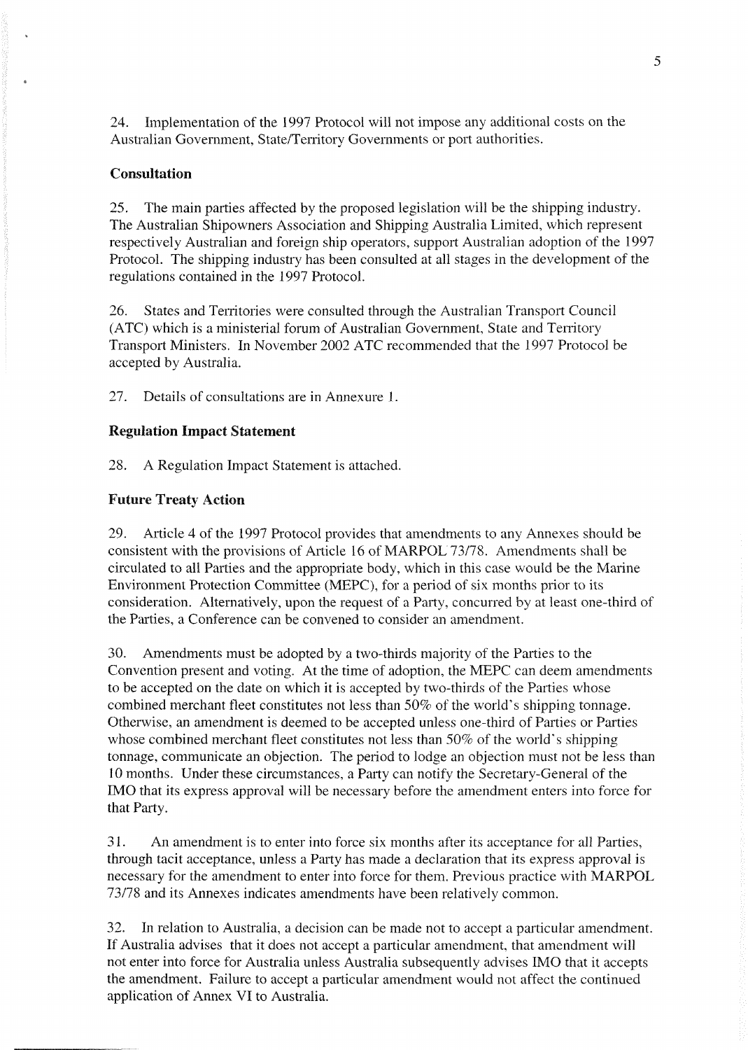24. Implementation of the 1997 Protocol will not impose any additional costs on the Australian Government, State/Territory Governments or port authorities.

**Consultation**

25. The main parties affected by the proposed legislation will be the shipping industry. The Australian Shipowners Association and Shipping Australia Limited, which represent respectively Australian and foreign ship operators, support Australian adoption of the 1997 Protocol. The shipping industry has been consulted at all stages in the development of the regulations contained in the 1997 Protocol.

26. States and Territories were consulted through the Australian Transport Council (ATC) which is a ministerial forum of Australian Government, State and Territory Transport Ministers. In November 2002 ATC recommended that the 1997 Protocol be accepted by Australia.

27. Details of consultations are in Annexure 1.

**Regulation Impact Statement**

28. A Regulation Impact Statement is attached.

**Future Treaty Action**

29. Article 4 of the 1997 Protocol provides that amendments to any Annexes should be consistent with the provisions of Article 16 of MARPOL 73/78. Amendments shall be circulated to all Parties and the appropriate body, which in this case would be the Marine Environment Protection Committee (MEPC), for a period of six months prior to its consideration. Alternatively, upon the request of a Party, concurred by at least one-third of the Parties, a Conference can be convened to consider an amendment.

30. Amendments must be adopted by a two-thirds majority of the Parties to the Convention present and voting. At the time of adoption, the MEPC can deem amendments to be accepted on the date on which it is accepted by two-thirds of the Parties whose combined merchant fleet constitutes not less than 50% of the world's shipping tonnage. Otherwise, an amendment is deemed to be accepted unless one-third of Parties or Parties whose combined merchant fleet constitutes not less than 50% of the world's shipping tonnage, communicate an objection. The period to lodge an objection must not be less than 10 months. Under these circumstances, a Party can notify the Secretary-General of the IMO that its express approval will be necessary before the amendment enters into force for that Party.

31. An amendment is to enter into force six months after its acceptance for all Parties, through tacit acceptance, unless a Party has made a declaration that its express approval is necessary for the amendment to enter into force for them. Previous practice with MARPOL 73/78 and its Annexes indicates amendments have been relatively common.

32. In relation to Australia, a decision can be made not to accept a particular amendment. If Australia advises that it does not accept a particular amendment, that amendment will not enter into force for Australia unless Australia subsequently advises IMO that it accepts the amendment. Failure to accept a particular amendment would not affect the continued application of Annex VI to Australia.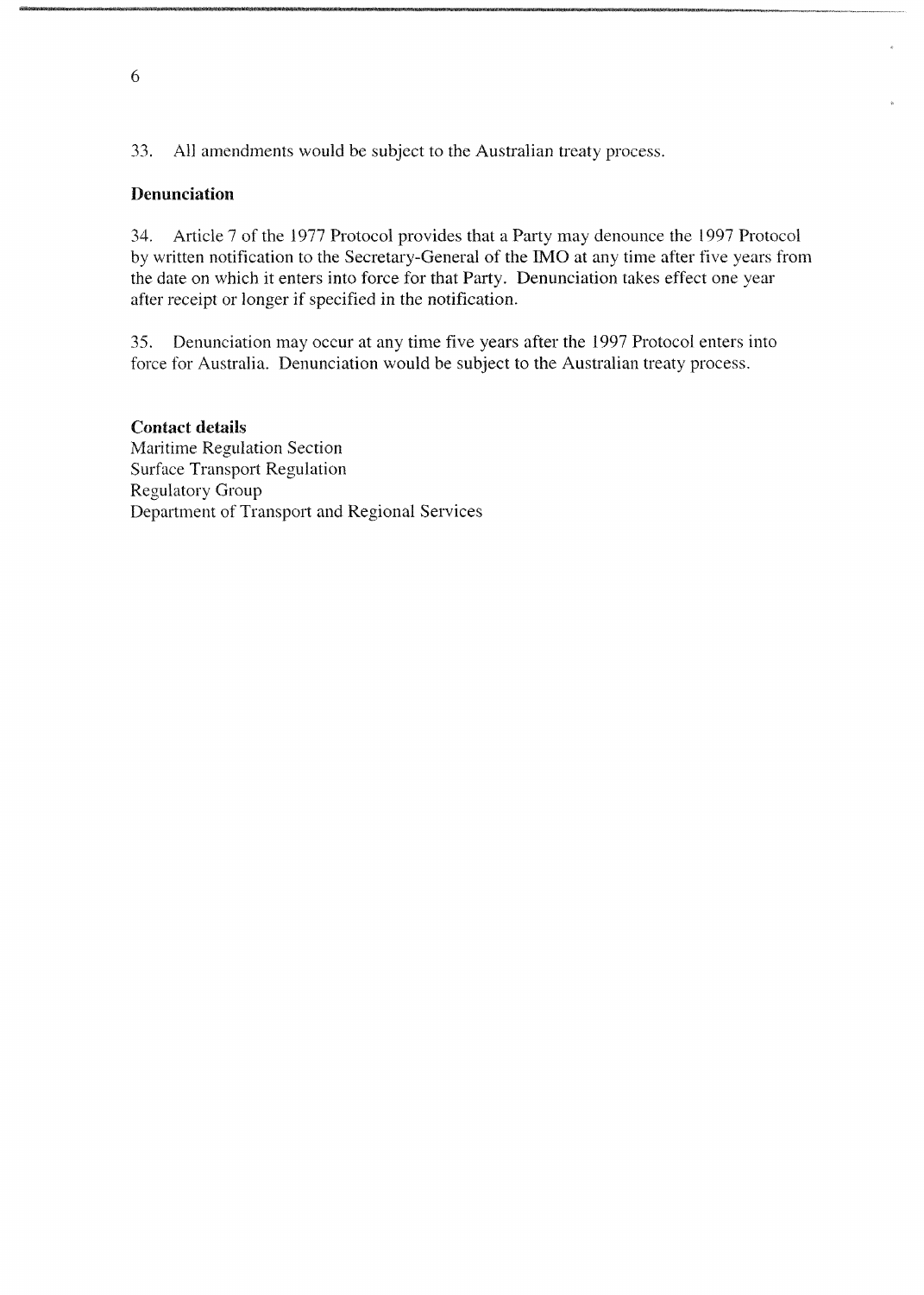33. All amendments would be subject to the Australian treaty process.

**Denunciation**

34. Article 7 of the 1977 Protocol provides that a Party may denounce the 1997 Protocol by written notification to the Secretary-General of the IMO at any time after five years from the date on which it enters into force for that Party. Denunciation takes effect one year after receipt or longer if specified in the notification.

35. Denunciation may occur at any time five years after the 1997 Protocol enters into force for Australia. Denunciation would be subject to the Australian treaty process.

**Contact details**
Maritime Regulation Section
Surface Transport Regulation
Regulatory Group
Department of Transport and Regional Services